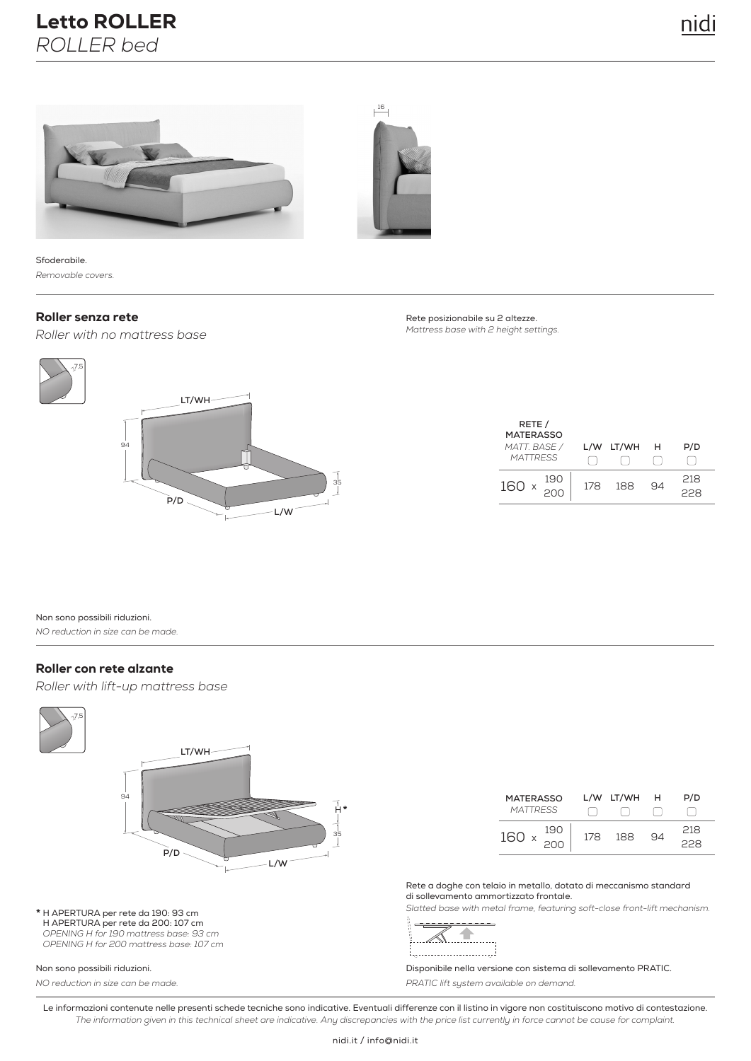# Letto ROLLER

*ROLLER bed*

Sfoderabile.

*Removable covers.*

## Roller senza rete

*Roller with no mattress base*

Rete posizionabile su 2 altezze.

*Mattress base with 2 height settings.*

| RETE / MATERASSO *MATT. BASE / MATTRESS* | L/W | LT/WH | H | P/D |
|---|---|---|---|---|
| 160 x 190 / 200 | 178 | 188 | 94 | 218 / 228 |

Non sono possibili riduzioni.

*NO reduction in size can be made.*

## Roller con rete alzante

*Roller with lift-up mattress base*

| MATERASSO *MATTRESS* | L/W | LT/WH | H | P/D |
|---|---|---|---|---|
| 160 x 190 / 200 | 178 | 188 | 94 | 218 / 228 |

Rete a doghe con telaio in metallo, dotato di meccanismo standard di sollevamento ammortizzato frontale.

*Slatted base with metal frame, featuring soft-close front-lift mechanism.*

\* H APERTURA per rete da 190: 93 cm
H APERTURA per rete da 200: 107 cm
*OPENING H for 190 mattress base: 93 cm*
*OPENING H for 200 mattress base: 107 cm*

Non sono possibili riduzioni.

*NO reduction in size can be made.*

Disponibile nella versione con sistema di sollevamento PRATIC.

*PRATIC lift system available on demand.*

Le informazioni contenute nelle presenti schede tecniche sono indicative. Eventuali differenze con il listino in vigore non costituiscono motivo di contestazione.

*The information given in this technical sheet are indicative. Any discrepancies with the price list currently in force cannot be cause for complaint.*

nidi.it / info@nidi.it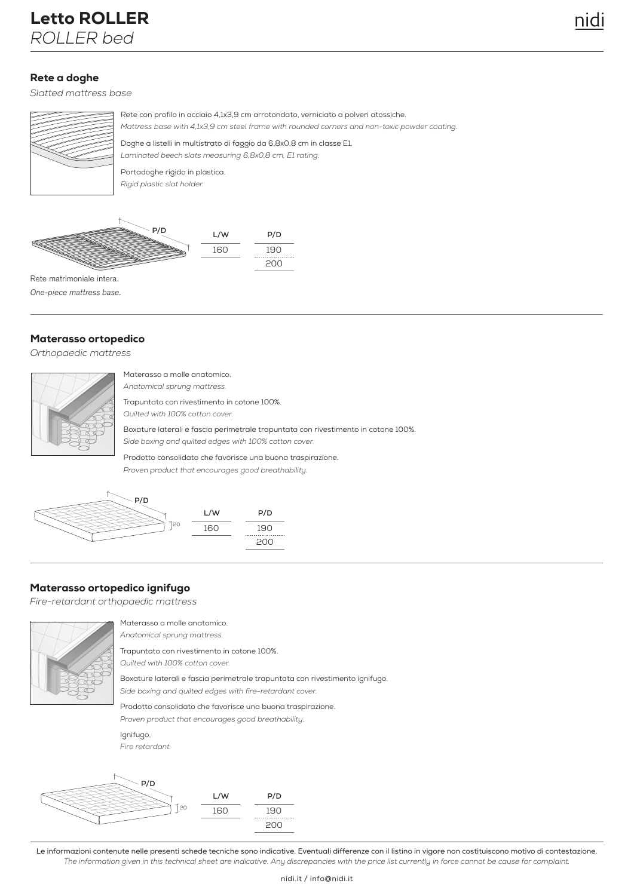# Letto ROLLER
*ROLLER bed*

## Rete a doghe
*Slatted mattress base*

Rete con profilo in acciaio 4,1x3,9 cm arrotondato, verniciato a polveri atossiche.
*Mattress base with 4,1x3,9 cm steel frame with rounded corners and non-toxic powder coating.*

Doghe a listelli in multistrato di faggio da 6,8x0,8 cm in classe E1.
*Laminated beech slats measuring 6,8x0,8 cm, E1 rating.*

Portadoghe rigido in plastica.
*Rigid plastic slat holder.*

| L/W | P/D |
|---|---|
| 160 | 190 |
| | 200 |

Rete matrimoniale intera.
*One-piece mattress base.*

## Materasso ortopedico
*Orthopaedic mattress*

Materasso a molle anatomico.
*Anatomical sprung mattress.*

Trapuntato con rivestimento in cotone 100%.
*Quilted with 100% cotton cover.*

Boxature laterali e fascia perimetrale trapuntata con rivestimento in cotone 100%.
*Side boxing and quilted edges with 100% cotton cover.*

Prodotto consolidato che favorisce una buona traspirazione.
*Proven product that encourages good breathability.*

20

| L/W | P/D |
|---|---|
| 160 | 190 |
| | 200 |

## Materasso ortopedico ignifugo
*Fire-retardant orthopaedic mattress*

Materasso a molle anatomico.
*Anatomical sprung mattress.*

Trapuntato con rivestimento in cotone 100%.
*Quilted with 100% cotton cover.*

Boxature laterali e fascia perimetrale trapuntata con rivestimento ignifugo.
*Side boxing and quilted edges with fire-retardant cover.*

Prodotto consolidato che favorisce una buona traspirazione.
*Proven product that encourages good breathability.*

Ignifugo.
*Fire retardant.*

20

| L/W | P/D |
|---|---|
| 160 | 190 |
| | 200 |

Le informazioni contenute nelle presenti schede tecniche sono indicative. Eventuali differenze con il listino in vigore non costituiscono motivo di contestazione.
*The information given in this technical sheet are indicative. Any discrepancies with the price list currently in force cannot be cause for complaint.*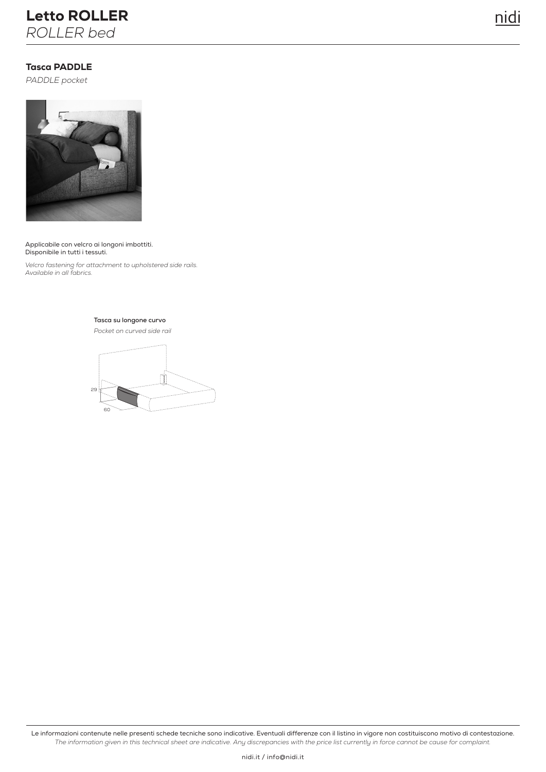## Tasca PADDLE

*PADDLE pocket*

Applicabile con velcro ai longoni imbottiti.
Disponibile in tutti i tessuti.

*Velcro fastening for attachment to upholstered side rails.*
*Available in all fabrics.*

**Tasca su longone curvo**

*Pocket on curved side rail*

29

60

Le informazioni contenute nelle presenti schede tecniche sono indicative. Eventuali differenze con il listino in vigore non costituiscono motivo di contestazione.
*The information given in this technical sheet are indicative. Any discrepancies with the price list currently in force cannot be cause for complaint.*

nidi.it / info@nidi.it